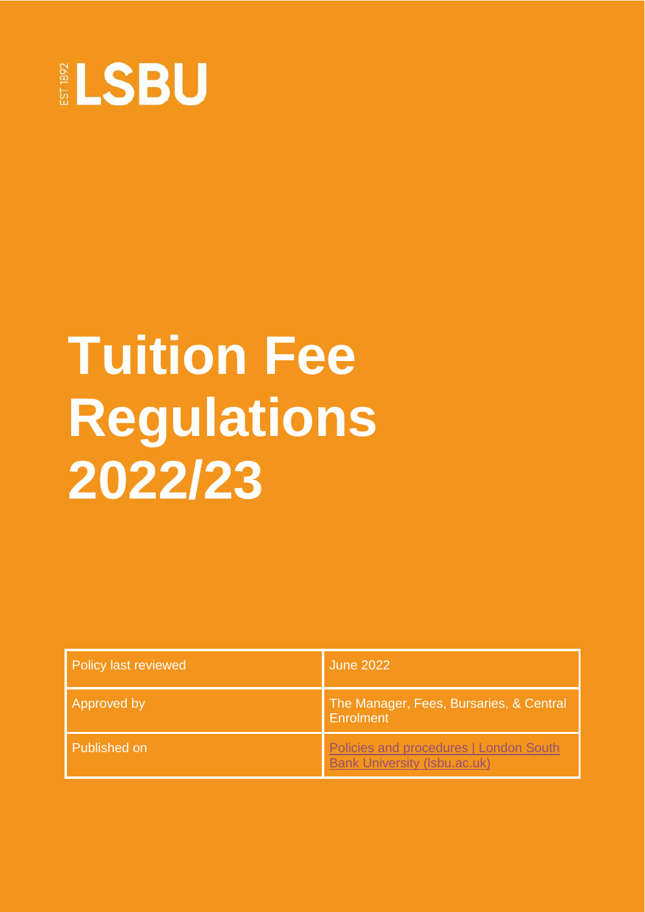EST 1892 LSBU

# Tuition Fee Regulations 2022/23

| Policy last reviewed | June 2022 |
| --- | --- |
| Approved by | The Manager, Fees, Bursaries, & Central Enrolment |
| Published on | Policies and procedures \| London South Bank University (lsbu.ac.uk) |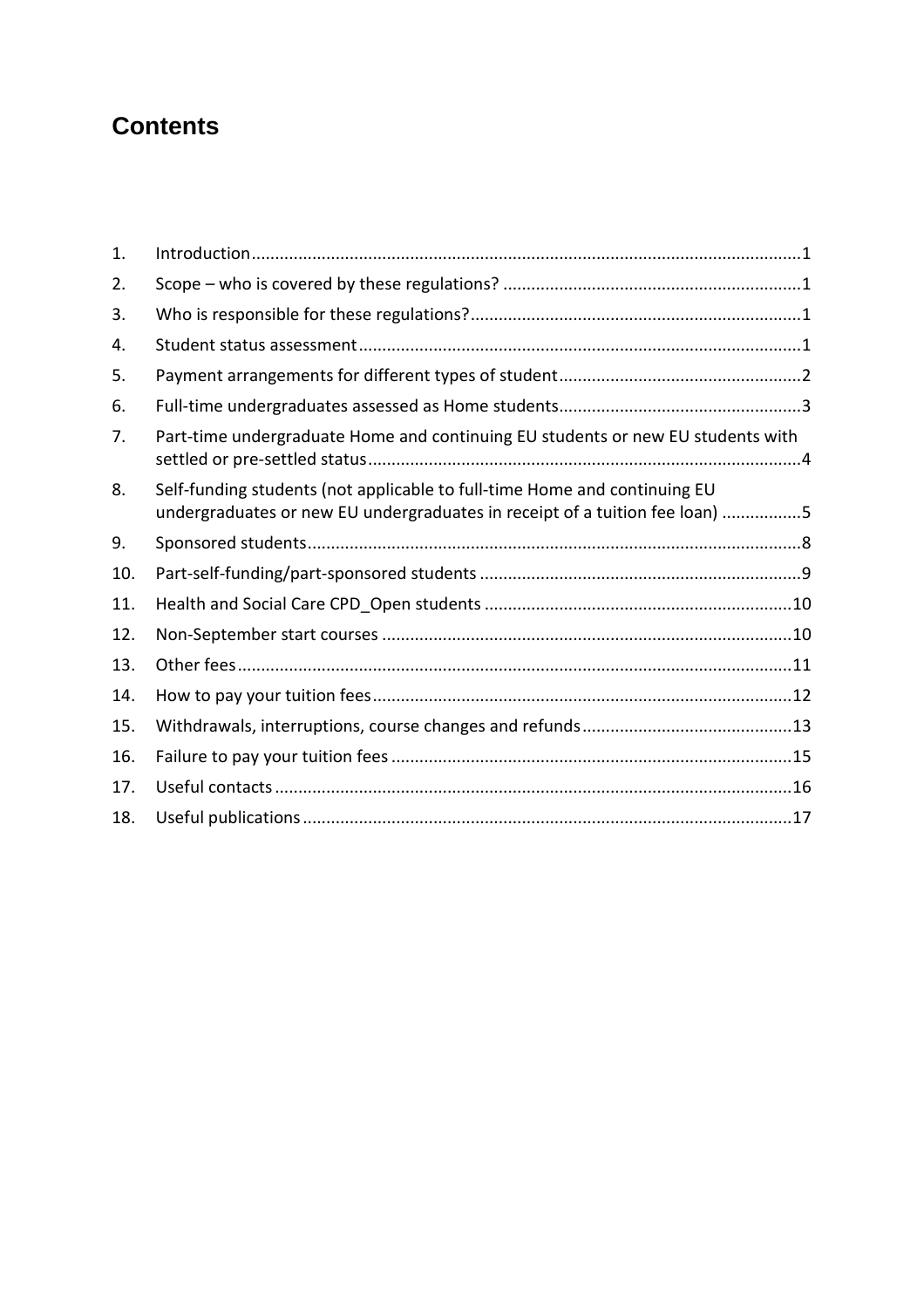## Contents

1. Introduction .....1
2. Scope – who is covered by these regulations? .....1
3. Who is responsible for these regulations? .....1
4. Student status assessment .....1
5. Payment arrangements for different types of student .....2
6. Full-time undergraduates assessed as Home students .....3
7. Part-time undergraduate Home and continuing EU students or new EU students with settled or pre-settled status .....4
8. Self-funding students (not applicable to full-time Home and continuing EU undergraduates or new EU undergraduates in receipt of a tuition fee loan) .....5
9. Sponsored students .....8
10. Part-self-funding/part-sponsored students .....9
11. Health and Social Care CPD_Open students .....10
12. Non-September start courses .....10
13. Other fees .....11
14. How to pay your tuition fees .....12
15. Withdrawals, interruptions, course changes and refunds .....13
16. Failure to pay your tuition fees .....15
17. Useful contacts .....16
18. Useful publications .....17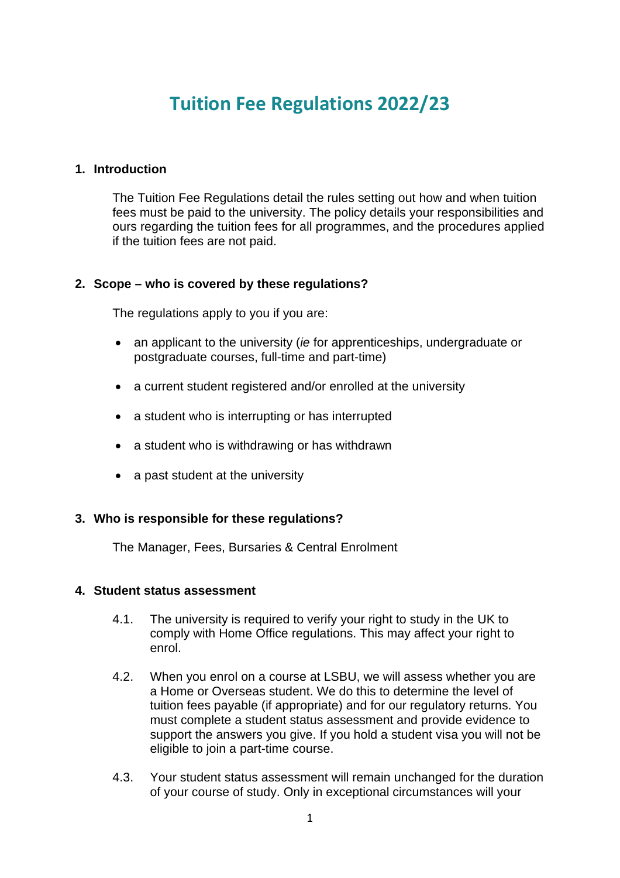# Tuition Fee Regulations 2022/23

## 1. Introduction

The Tuition Fee Regulations detail the rules setting out how and when tuition fees must be paid to the university. The policy details your responsibilities and ours regarding the tuition fees for all programmes, and the procedures applied if the tuition fees are not paid.

## 2. Scope – who is covered by these regulations?

The regulations apply to you if you are:

- an applicant to the university (*ie* for apprenticeships, undergraduate or postgraduate courses, full-time and part-time)
- a current student registered and/or enrolled at the university
- a student who is interrupting or has interrupted
- a student who is withdrawing or has withdrawn
- a past student at the university

## 3. Who is responsible for these regulations?

The Manager, Fees, Bursaries & Central Enrolment

## 4. Student status assessment

4.1. The university is required to verify your right to study in the UK to comply with Home Office regulations. This may affect your right to enrol.

4.2. When you enrol on a course at LSBU, we will assess whether you are a Home or Overseas student. We do this to determine the level of tuition fees payable (if appropriate) and for our regulatory returns. You must complete a student status assessment and provide evidence to support the answers you give. If you hold a student visa you will not be eligible to join a part-time course.

4.3. Your student status assessment will remain unchanged for the duration of your course of study. Only in exceptional circumstances will your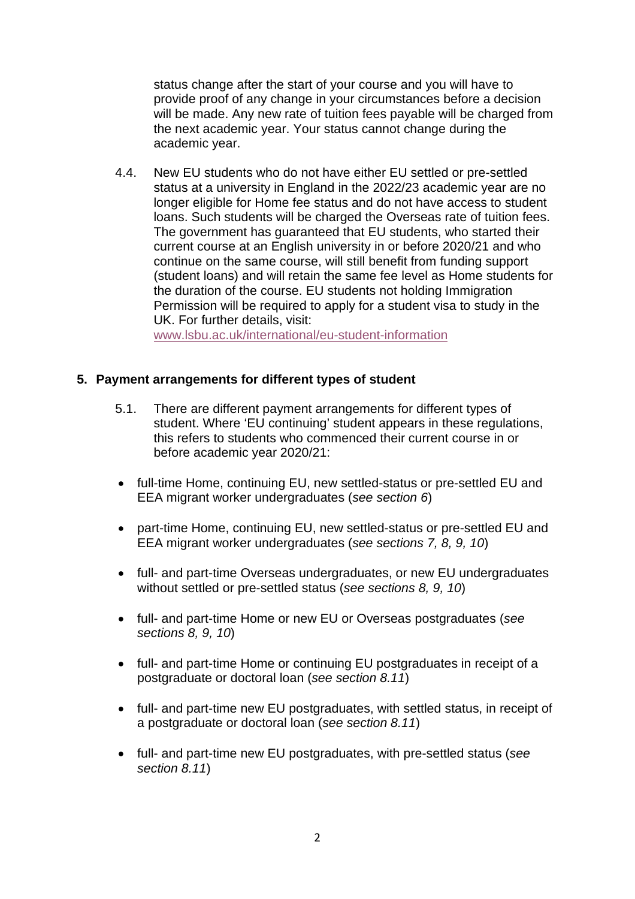status change after the start of your course and you will have to provide proof of any change in your circumstances before a decision will be made. Any new rate of tuition fees payable will be charged from the next academic year. Your status cannot change during the academic year.

4.4. New EU students who do not have either EU settled or pre-settled status at a university in England in the 2022/23 academic year are no longer eligible for Home fee status and do not have access to student loans. Such students will be charged the Overseas rate of tuition fees. The government has guaranteed that EU students, who started their current course at an English university in or before 2020/21 and who continue on the same course, will still benefit from funding support (student loans) and will retain the same fee level as Home students for the duration of the course. EU students not holding Immigration Permission will be required to apply for a student visa to study in the UK. For further details, visit: www.lsbu.ac.uk/international/eu-student-information

## 5. Payment arrangements for different types of student

5.1. There are different payment arrangements for different types of student. Where 'EU continuing' student appears in these regulations, this refers to students who commenced their current course in or before academic year 2020/21:

- full-time Home, continuing EU, new settled-status or pre-settled EU and EEA migrant worker undergraduates (*see section 6*)
- part-time Home, continuing EU, new settled-status or pre-settled EU and EEA migrant worker undergraduates (*see sections 7, 8, 9, 10*)
- full- and part-time Overseas undergraduates, or new EU undergraduates without settled or pre-settled status (*see sections 8, 9, 10*)
- full- and part-time Home or new EU or Overseas postgraduates (*see sections 8, 9, 10*)
- full- and part-time Home or continuing EU postgraduates in receipt of a postgraduate or doctoral loan (*see section 8.11*)
- full- and part-time new EU postgraduates, with settled status, in receipt of a postgraduate or doctoral loan (*see section 8.11*)
- full- and part-time new EU postgraduates, with pre-settled status (*see section 8.11*)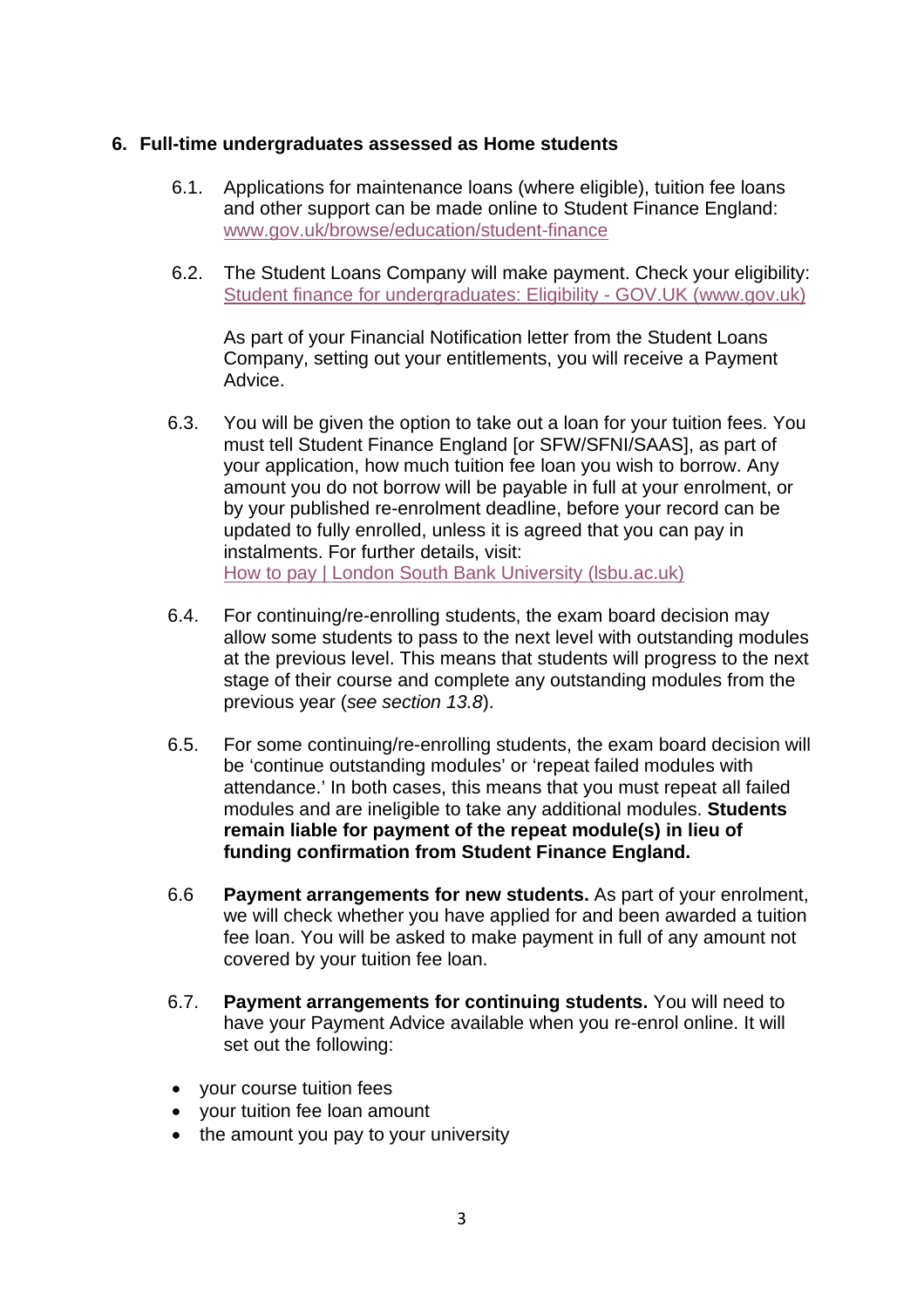## 6. Full-time undergraduates assessed as Home students

6.1. Applications for maintenance loans (where eligible), tuition fee loans and other support can be made online to Student Finance England: [www.gov.uk/browse/education/student-finance](www.gov.uk/browse/education/student-finance)

6.2. The Student Loans Company will make payment. Check your eligibility: [Student finance for undergraduates: Eligibility - GOV.UK (www.gov.uk)](www.gov.uk)

As part of your Financial Notification letter from the Student Loans Company, setting out your entitlements, you will receive a Payment Advice.

6.3. You will be given the option to take out a loan for your tuition fees. You must tell Student Finance England [or SFW/SFNI/SAAS], as part of your application, how much tuition fee loan you wish to borrow. Any amount you do not borrow will be payable in full at your enrolment, or by your published re-enrolment deadline, before your record can be updated to fully enrolled, unless it is agreed that you can pay in instalments. For further details, visit: [How to pay | London South Bank University (lsbu.ac.uk)](lsbu.ac.uk)

6.4. For continuing/re-enrolling students, the exam board decision may allow some students to pass to the next level with outstanding modules at the previous level. This means that students will progress to the next stage of their course and complete any outstanding modules from the previous year (*see section 13.8*).

6.5. For some continuing/re-enrolling students, the exam board decision will be 'continue outstanding modules' or 'repeat failed modules with attendance.' In both cases, this means that you must repeat all failed modules and are ineligible to take any additional modules. **Students remain liable for payment of the repeat module(s) in lieu of funding confirmation from Student Finance England.**

6.6 **Payment arrangements for new students.** As part of your enrolment, we will check whether you have applied for and been awarded a tuition fee loan. You will be asked to make payment in full of any amount not covered by your tuition fee loan.

6.7. **Payment arrangements for continuing students.** You will need to have your Payment Advice available when you re-enrol online. It will set out the following:

- your course tuition fees
- your tuition fee loan amount
- the amount you pay to your university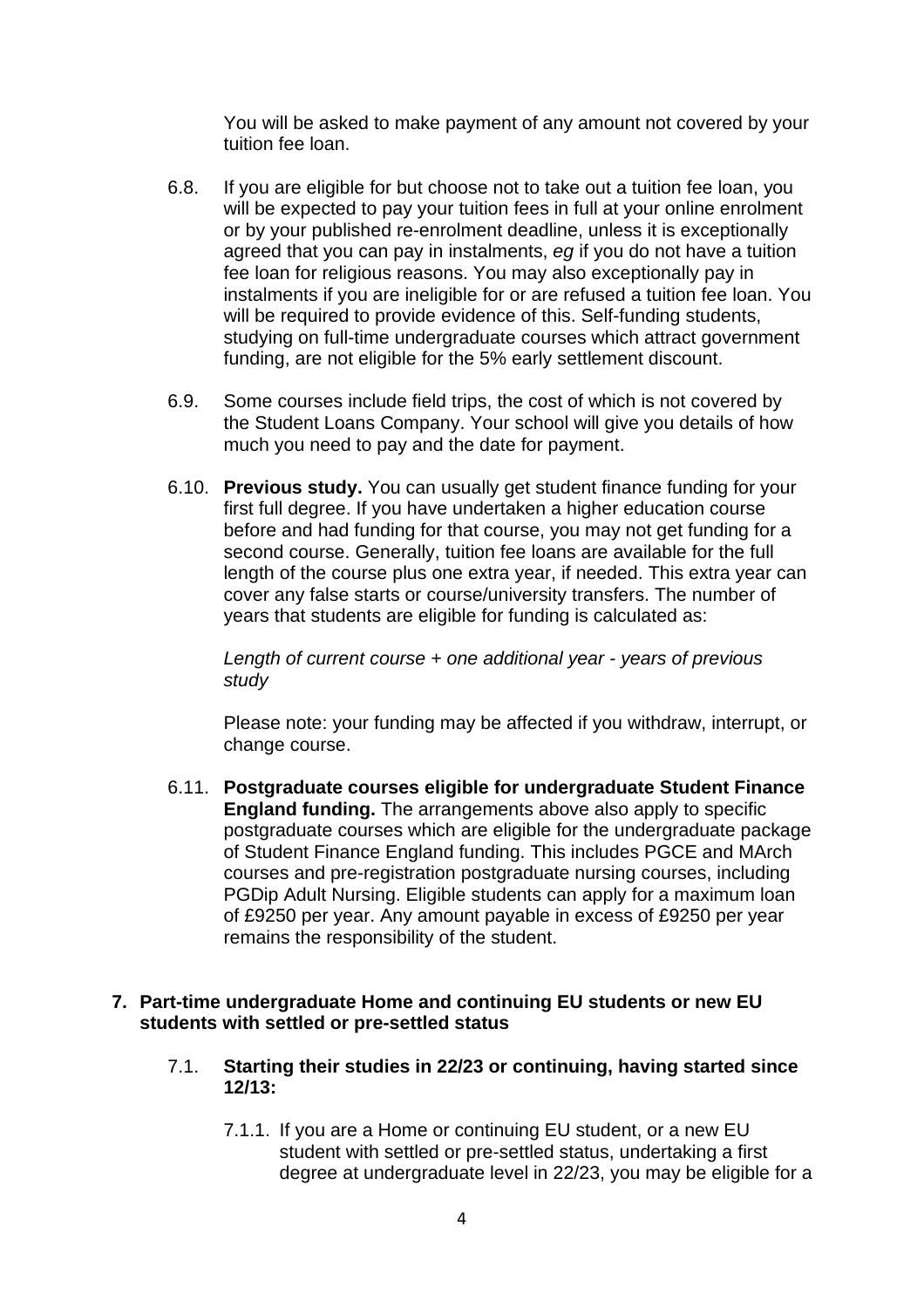You will be asked to make payment of any amount not covered by your tuition fee loan.

6.8. If you are eligible for but choose not to take out a tuition fee loan, you will be expected to pay your tuition fees in full at your online enrolment or by your published re-enrolment deadline, unless it is exceptionally agreed that you can pay in instalments, *eg* if you do not have a tuition fee loan for religious reasons. You may also exceptionally pay in instalments if you are ineligible for or are refused a tuition fee loan. You will be required to provide evidence of this. Self-funding students, studying on full-time undergraduate courses which attract government funding, are not eligible for the 5% early settlement discount.

6.9. Some courses include field trips, the cost of which is not covered by the Student Loans Company. Your school will give you details of how much you need to pay and the date for payment.

6.10. **Previous study.** You can usually get student finance funding for your first full degree. If you have undertaken a higher education course before and had funding for that course, you may not get funding for a second course. Generally, tuition fee loans are available for the full length of the course plus one extra year, if needed. This extra year can cover any false starts or course/university transfers. The number of years that students are eligible for funding is calculated as:

*Length of current course + one additional year - years of previous study*

Please note: your funding may be affected if you withdraw, interrupt, or change course.

6.11. **Postgraduate courses eligible for undergraduate Student Finance England funding.** The arrangements above also apply to specific postgraduate courses which are eligible for the undergraduate package of Student Finance England funding. This includes PGCE and MArch courses and pre-registration postgraduate nursing courses, including PGDip Adult Nursing. Eligible students can apply for a maximum loan of £9250 per year. Any amount payable in excess of £9250 per year remains the responsibility of the student.

## 7. Part-time undergraduate Home and continuing EU students or new EU students with settled or pre-settled status

### 7.1. Starting their studies in 22/23 or continuing, having started since 12/13:

7.1.1. If you are a Home or continuing EU student, or a new EU student with settled or pre-settled status, undertaking a first degree at undergraduate level in 22/23, you may be eligible for a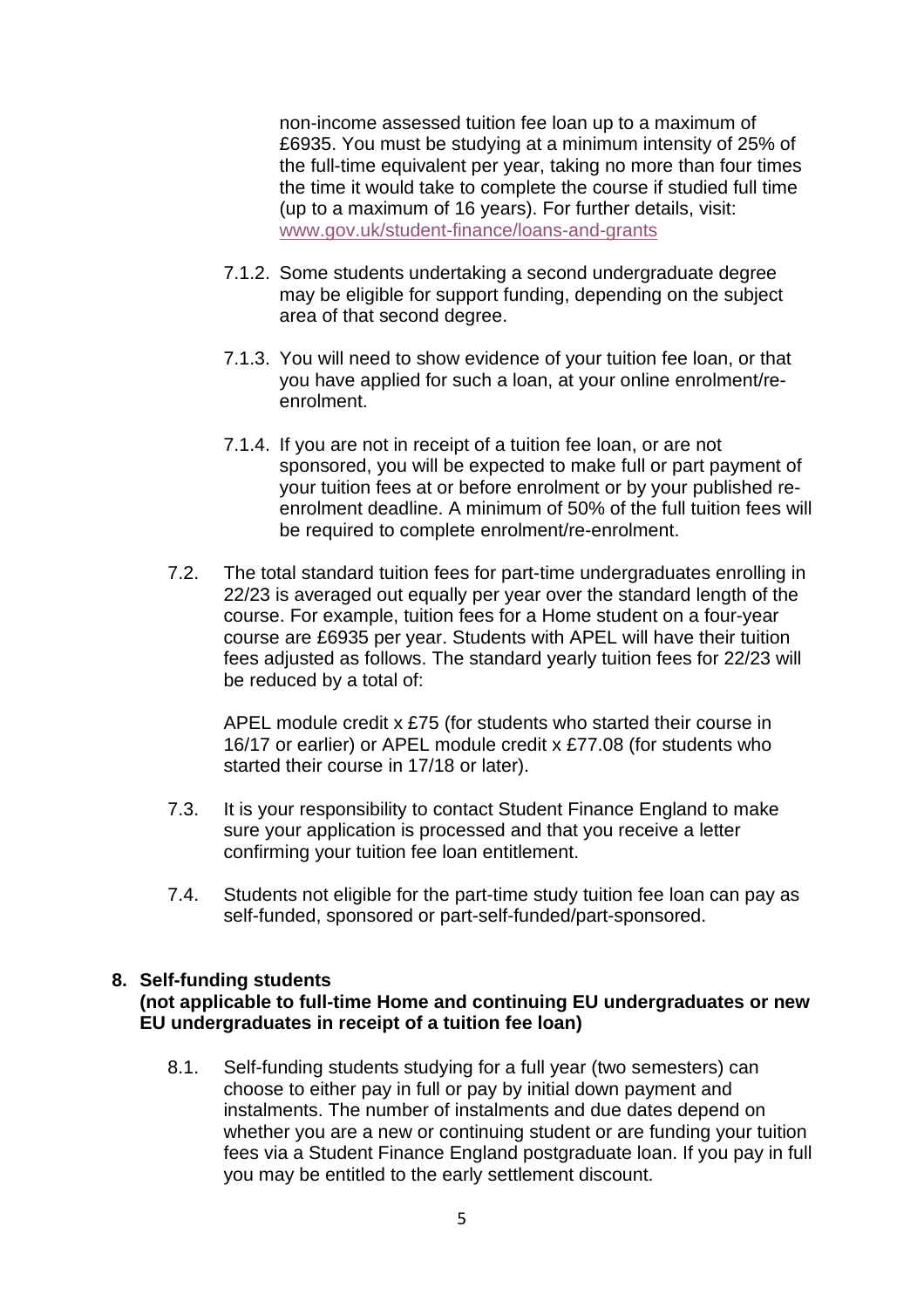non-income assessed tuition fee loan up to a maximum of £6935. You must be studying at a minimum intensity of 25% of the full-time equivalent per year, taking no more than four times the time it would take to complete the course if studied full time (up to a maximum of 16 years). For further details, visit: [www.gov.uk/student-finance/loans-and-grants](http://www.gov.uk/student-finance/loans-and-grants)

7.1.2. Some students undertaking a second undergraduate degree may be eligible for support funding, depending on the subject area of that second degree.

7.1.3. You will need to show evidence of your tuition fee loan, or that you have applied for such a loan, at your online enrolment/re-enrolment.

7.1.4. If you are not in receipt of a tuition fee loan, or are not sponsored, you will be expected to make full or part payment of your tuition fees at or before enrolment or by your published re-enrolment deadline. A minimum of 50% of the full tuition fees will be required to complete enrolment/re-enrolment.

7.2. The total standard tuition fees for part-time undergraduates enrolling in 22/23 is averaged out equally per year over the standard length of the course. For example, tuition fees for a Home student on a four-year course are £6935 per year. Students with APEL will have their tuition fees adjusted as follows. The standard yearly tuition fees for 22/23 will be reduced by a total of:

APEL module credit x £75 (for students who started their course in 16/17 or earlier) or APEL module credit x £77.08 (for students who started their course in 17/18 or later).

7.3. It is your responsibility to contact Student Finance England to make sure your application is processed and that you receive a letter confirming your tuition fee loan entitlement.

7.4. Students not eligible for the part-time study tuition fee loan can pay as self-funded, sponsored or part-self-funded/part-sponsored.

## 8. Self-funding students (not applicable to full-time Home and continuing EU undergraduates or new EU undergraduates in receipt of a tuition fee loan)

8.1. Self-funding students studying for a full year (two semesters) can choose to either pay in full or pay by initial down payment and instalments. The number of instalments and due dates depend on whether you are a new or continuing student or are funding your tuition fees via a Student Finance England postgraduate loan. If you pay in full you may be entitled to the early settlement discount.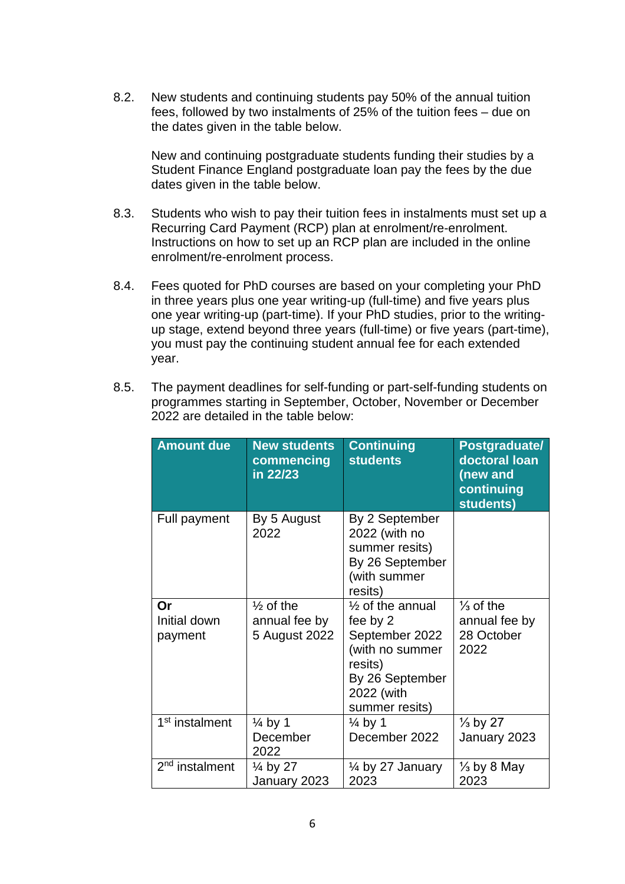8.2. New students and continuing students pay 50% of the annual tuition fees, followed by two instalments of 25% of the tuition fees – due on the dates given in the table below.

New and continuing postgraduate students funding their studies by a Student Finance England postgraduate loan pay the fees by the due dates given in the table below.

8.3. Students who wish to pay their tuition fees in instalments must set up a Recurring Card Payment (RCP) plan at enrolment/re-enrolment. Instructions on how to set up an RCP plan are included in the online enrolment/re-enrolment process.

8.4. Fees quoted for PhD courses are based on your completing your PhD in three years plus one year writing-up (full-time) and five years plus one year writing-up (part-time). If your PhD studies, prior to the writing-up stage, extend beyond three years (full-time) or five years (part-time), you must pay the continuing student annual fee for each extended year.

8.5. The payment deadlines for self-funding or part-self-funding students on programmes starting in September, October, November or December 2022 are detailed in the table below:

| Amount due | New students commencing in 22/23 | Continuing students | Postgraduate/ doctoral loan (new and continuing students) |
|---|---|---|---|
| Full payment | By 5 August 2022 | By 2 September 2022 (with no summer resits) By 26 September (with summer resits) | |
| **Or** Initial down payment | ½ of the annual fee by 5 August 2022 | ½ of the annual fee by 2 September 2022 (with no summer resits) By 26 September 2022 (with summer resits) | ⅓ of the annual fee by 28 October 2022 |
| 1st instalment | ¼ by 1 December 2022 | ¼ by 1 December 2022 | ⅓ by 27 January 2023 |
| 2nd instalment | ¼ by 27 January 2023 | ¼ by 27 January 2023 | ⅓ by 8 May 2023 |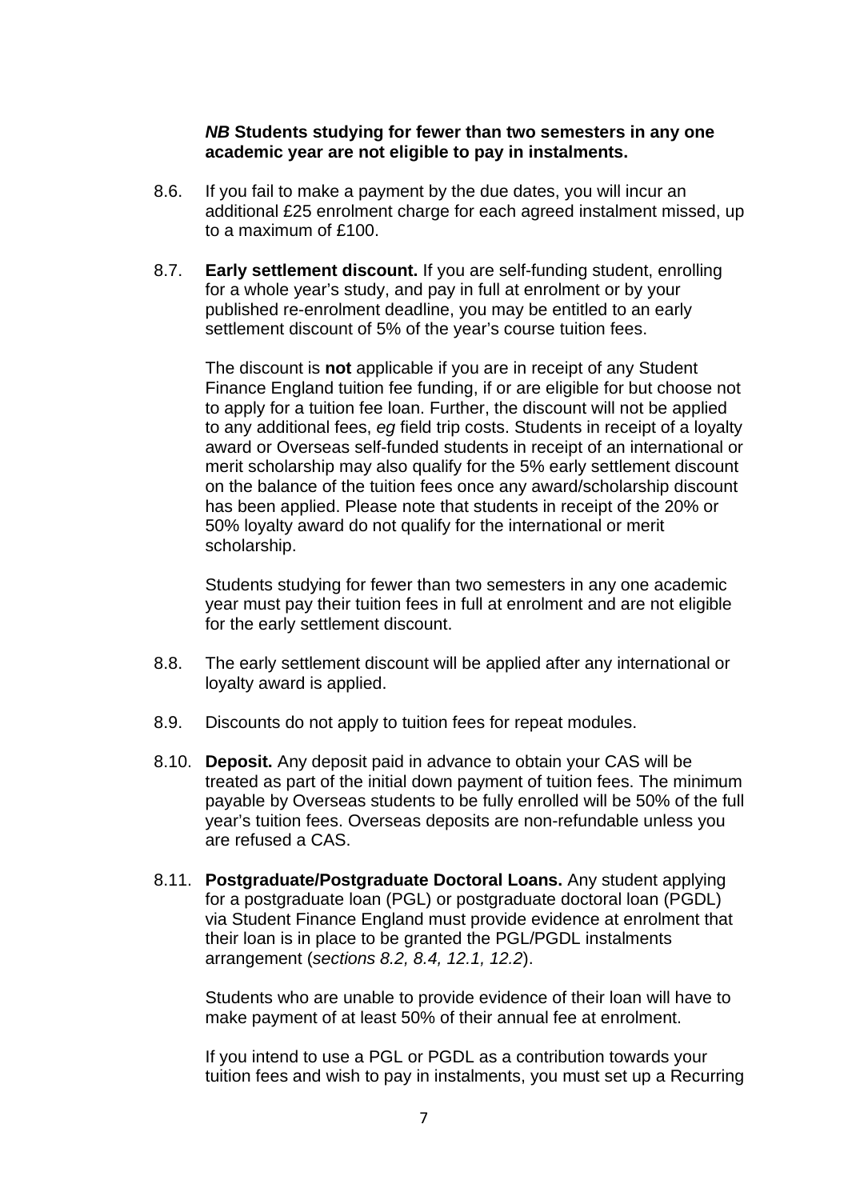***NB* Students studying for fewer than two semesters in any one academic year are not eligible to pay in instalments.**

8.6. If you fail to make a payment by the due dates, you will incur an additional £25 enrolment charge for each agreed instalment missed, up to a maximum of £100.

8.7. **Early settlement discount.** If you are self-funding student, enrolling for a whole year's study, and pay in full at enrolment or by your published re-enrolment deadline, you may be entitled to an early settlement discount of 5% of the year's course tuition fees.

The discount is **not** applicable if you are in receipt of any Student Finance England tuition fee funding, if or are eligible for but choose not to apply for a tuition fee loan. Further, the discount will not be applied to any additional fees, *eg* field trip costs. Students in receipt of a loyalty award or Overseas self-funded students in receipt of an international or merit scholarship may also qualify for the 5% early settlement discount on the balance of the tuition fees once any award/scholarship discount has been applied. Please note that students in receipt of the 20% or 50% loyalty award do not qualify for the international or merit scholarship.

Students studying for fewer than two semesters in any one academic year must pay their tuition fees in full at enrolment and are not eligible for the early settlement discount.

8.8. The early settlement discount will be applied after any international or loyalty award is applied.

8.9. Discounts do not apply to tuition fees for repeat modules.

8.10. **Deposit.** Any deposit paid in advance to obtain your CAS will be treated as part of the initial down payment of tuition fees. The minimum payable by Overseas students to be fully enrolled will be 50% of the full year's tuition fees. Overseas deposits are non-refundable unless you are refused a CAS.

8.11. **Postgraduate/Postgraduate Doctoral Loans.** Any student applying for a postgraduate loan (PGL) or postgraduate doctoral loan (PGDL) via Student Finance England must provide evidence at enrolment that their loan is in place to be granted the PGL/PGDL instalments arrangement (*sections 8.2, 8.4, 12.1, 12.2*).

Students who are unable to provide evidence of their loan will have to make payment of at least 50% of their annual fee at enrolment.

If you intend to use a PGL or PGDL as a contribution towards your tuition fees and wish to pay in instalments, you must set up a Recurring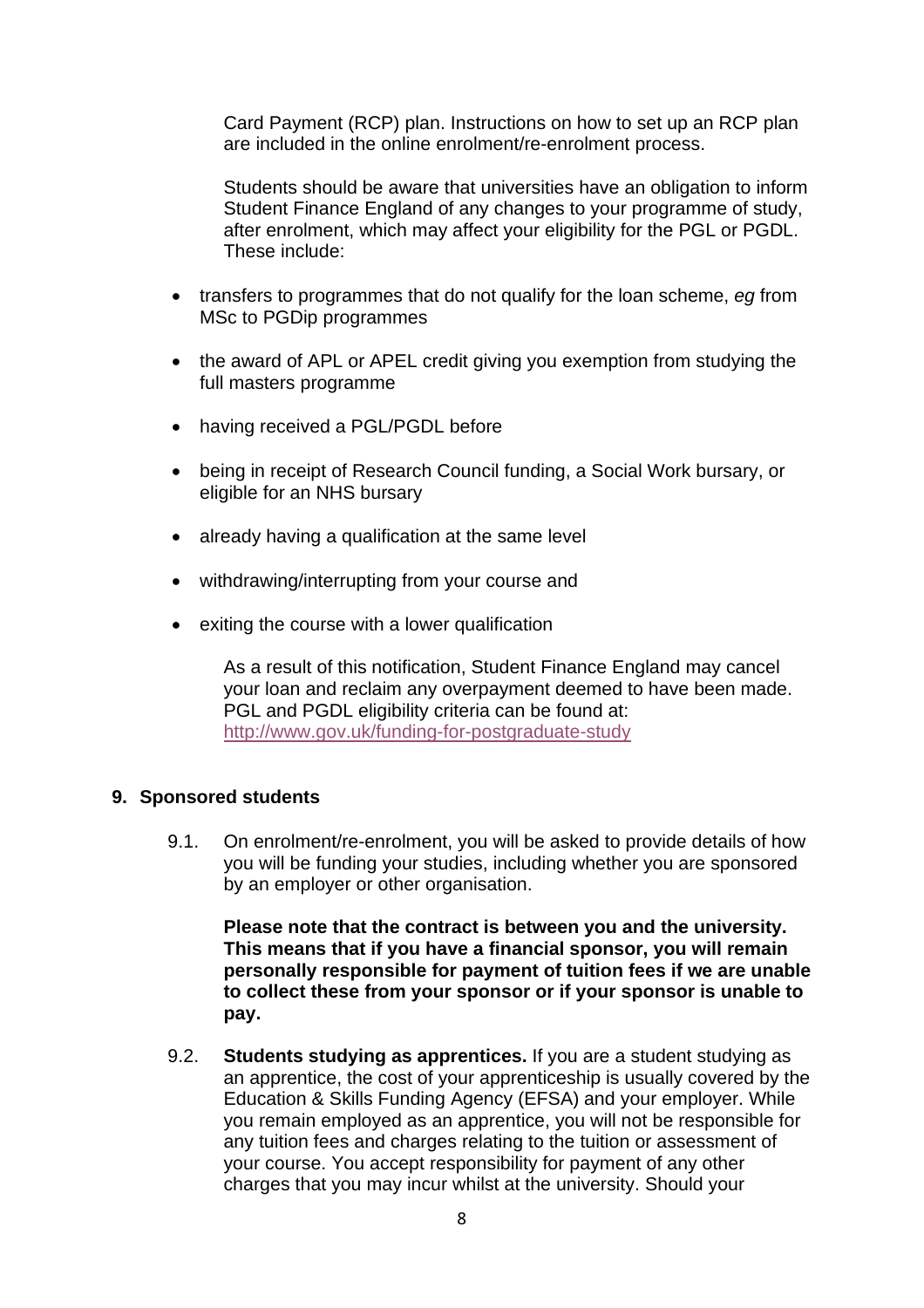Card Payment (RCP) plan. Instructions on how to set up an RCP plan are included in the online enrolment/re-enrolment process.

Students should be aware that universities have an obligation to inform Student Finance England of any changes to your programme of study, after enrolment, which may affect your eligibility for the PGL or PGDL. These include:

- transfers to programmes that do not qualify for the loan scheme, *eg* from MSc to PGDip programmes
- the award of APL or APEL credit giving you exemption from studying the full masters programme
- having received a PGL/PGDL before
- being in receipt of Research Council funding, a Social Work bursary, or eligible for an NHS bursary
- already having a qualification at the same level
- withdrawing/interrupting from your course and
- exiting the course with a lower qualification

As a result of this notification, Student Finance England may cancel your loan and reclaim any overpayment deemed to have been made. PGL and PGDL eligibility criteria can be found at: [http://www.gov.uk/funding-for-postgraduate-study](http://www.gov.uk/funding-for-postgraduate-study)

## 9. Sponsored students

9.1. On enrolment/re-enrolment, you will be asked to provide details of how you will be funding your studies, including whether you are sponsored by an employer or other organisation.

**Please note that the contract is between you and the university. This means that if you have a financial sponsor, you will remain personally responsible for payment of tuition fees if we are unable to collect these from your sponsor or if your sponsor is unable to pay.**

9.2. **Students studying as apprentices.** If you are a student studying as an apprentice, the cost of your apprenticeship is usually covered by the Education & Skills Funding Agency (EFSA) and your employer. While you remain employed as an apprentice, you will not be responsible for any tuition fees and charges relating to the tuition or assessment of your course. You accept responsibility for payment of any other charges that you may incur whilst at the university. Should your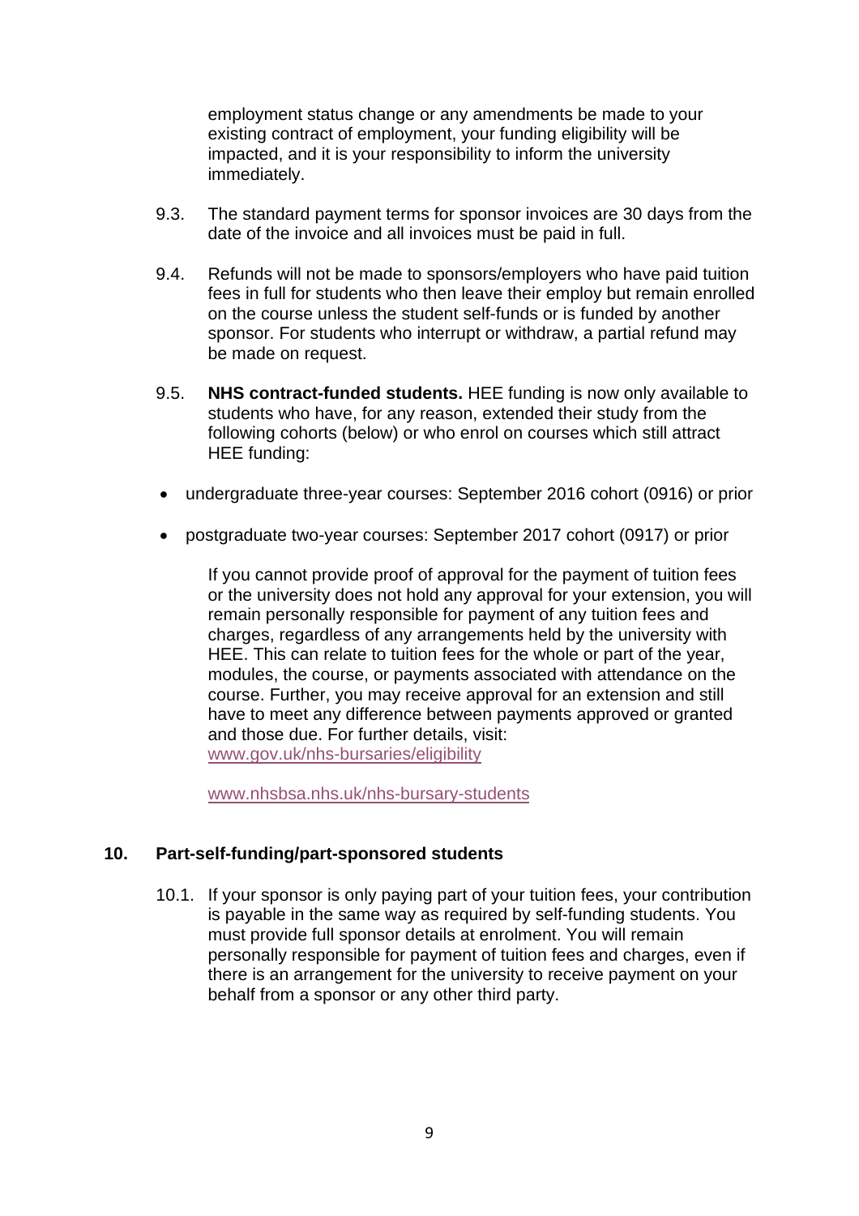employment status change or any amendments be made to your existing contract of employment, your funding eligibility will be impacted, and it is your responsibility to inform the university immediately.

9.3. The standard payment terms for sponsor invoices are 30 days from the date of the invoice and all invoices must be paid in full.

9.4. Refunds will not be made to sponsors/employers who have paid tuition fees in full for students who then leave their employ but remain enrolled on the course unless the student self-funds or is funded by another sponsor. For students who interrupt or withdraw, a partial refund may be made on request.

9.5. **NHS contract-funded students.** HEE funding is now only available to students who have, for any reason, extended their study from the following cohorts (below) or who enrol on courses which still attract HEE funding:

- undergraduate three-year courses: September 2016 cohort (0916) or prior
- postgraduate two-year courses: September 2017 cohort (0917) or prior

If you cannot provide proof of approval for the payment of tuition fees or the university does not hold any approval for your extension, you will remain personally responsible for payment of any tuition fees and charges, regardless of any arrangements held by the university with HEE. This can relate to tuition fees for the whole or part of the year, modules, the course, or payments associated with attendance on the course. Further, you may receive approval for an extension and still have to meet any difference between payments approved or granted and those due. For further details, visit: www.gov.uk/nhs-bursaries/eligibility

www.nhsbsa.nhs.uk/nhs-bursary-students

## 10. Part-self-funding/part-sponsored students

10.1. If your sponsor is only paying part of your tuition fees, your contribution is payable in the same way as required by self-funding students. You must provide full sponsor details at enrolment. You will remain personally responsible for payment of tuition fees and charges, even if there is an arrangement for the university to receive payment on your behalf from a sponsor or any other third party.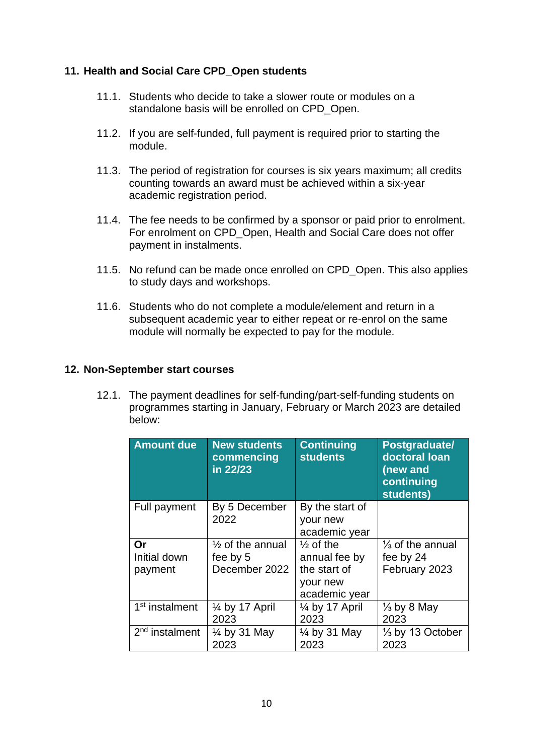## 11. Health and Social Care CPD_Open students

11.1. Students who decide to take a slower route or modules on a standalone basis will be enrolled on CPD_Open.

11.2. If you are self-funded, full payment is required prior to starting the module.

11.3. The period of registration for courses is six years maximum; all credits counting towards an award must be achieved within a six-year academic registration period.

11.4. The fee needs to be confirmed by a sponsor or paid prior to enrolment. For enrolment on CPD_Open, Health and Social Care does not offer payment in instalments.

11.5. No refund can be made once enrolled on CPD_Open. This also applies to study days and workshops.

11.6. Students who do not complete a module/element and return in a subsequent academic year to either repeat or re-enrol on the same module will normally be expected to pay for the module.

## 12. Non-September start courses

12.1. The payment deadlines for self-funding/part-self-funding students on programmes starting in January, February or March 2023 are detailed below:

| Amount due | New students commencing in 22/23 | Continuing students | Postgraduate/ doctoral loan (new and continuing students) |
|---|---|---|---|
| Full payment | By 5 December 2022 | By the start of your new academic year | |
| **Or** Initial down payment | ½ of the annual fee by 5 December 2022 | ½ of the annual fee by the start of your new academic year | ⅓ of the annual fee by 24 February 2023 |
| 1st instalment | ¼ by 17 April 2023 | ¼ by 17 April 2023 | ⅓ by 8 May 2023 |
| 2nd instalment | ¼ by 31 May 2023 | ¼ by 31 May 2023 | ⅓ by 13 October 2023 |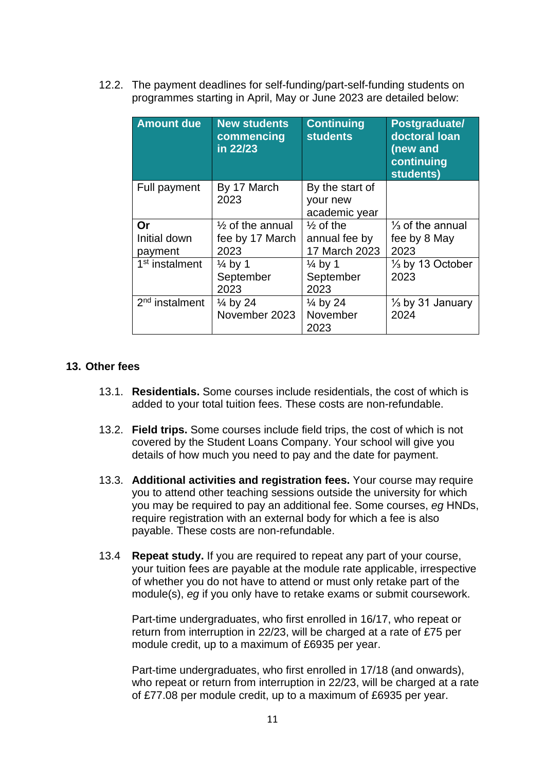12.2. The payment deadlines for self-funding/part-self-funding students on programmes starting in April, May or June 2023 are detailed below:

| Amount due | New students commencing in 22/23 | Continuing students | Postgraduate/ doctoral loan (new and continuing students) |
|---|---|---|---|
| Full payment | By 17 March 2023 | By the start of your new academic year | |
| **Or** Initial down payment | ½ of the annual fee by 17 March 2023 | ½ of the annual fee by 17 March 2023 | ⅓ of the annual fee by 8 May 2023 |
| 1st instalment | ¼ by 1 September 2023 | ¼ by 1 September 2023 | ⅓ by 13 October 2023 |
| 2nd instalment | ¼ by 24 November 2023 | ¼ by 24 November 2023 | ⅓ by 31 January 2024 |

## 13. Other fees

13.1. **Residentials.** Some courses include residentials, the cost of which is added to your total tuition fees. These costs are non-refundable.

13.2. **Field trips.** Some courses include field trips, the cost of which is not covered by the Student Loans Company. Your school will give you details of how much you need to pay and the date for payment.

13.3. **Additional activities and registration fees.** Your course may require you to attend other teaching sessions outside the university for which you may be required to pay an additional fee. Some courses, *eg* HNDs, require registration with an external body for which a fee is also payable. These costs are non-refundable.

13.4 **Repeat study.** If you are required to repeat any part of your course, your tuition fees are payable at the module rate applicable, irrespective of whether you do not have to attend or must only retake part of the module(s), *eg* if you only have to retake exams or submit coursework.

Part-time undergraduates, who first enrolled in 16/17, who repeat or return from interruption in 22/23, will be charged at a rate of £75 per module credit, up to a maximum of £6935 per year.

Part-time undergraduates, who first enrolled in 17/18 (and onwards), who repeat or return from interruption in 22/23, will be charged at a rate of £77.08 per module credit, up to a maximum of £6935 per year.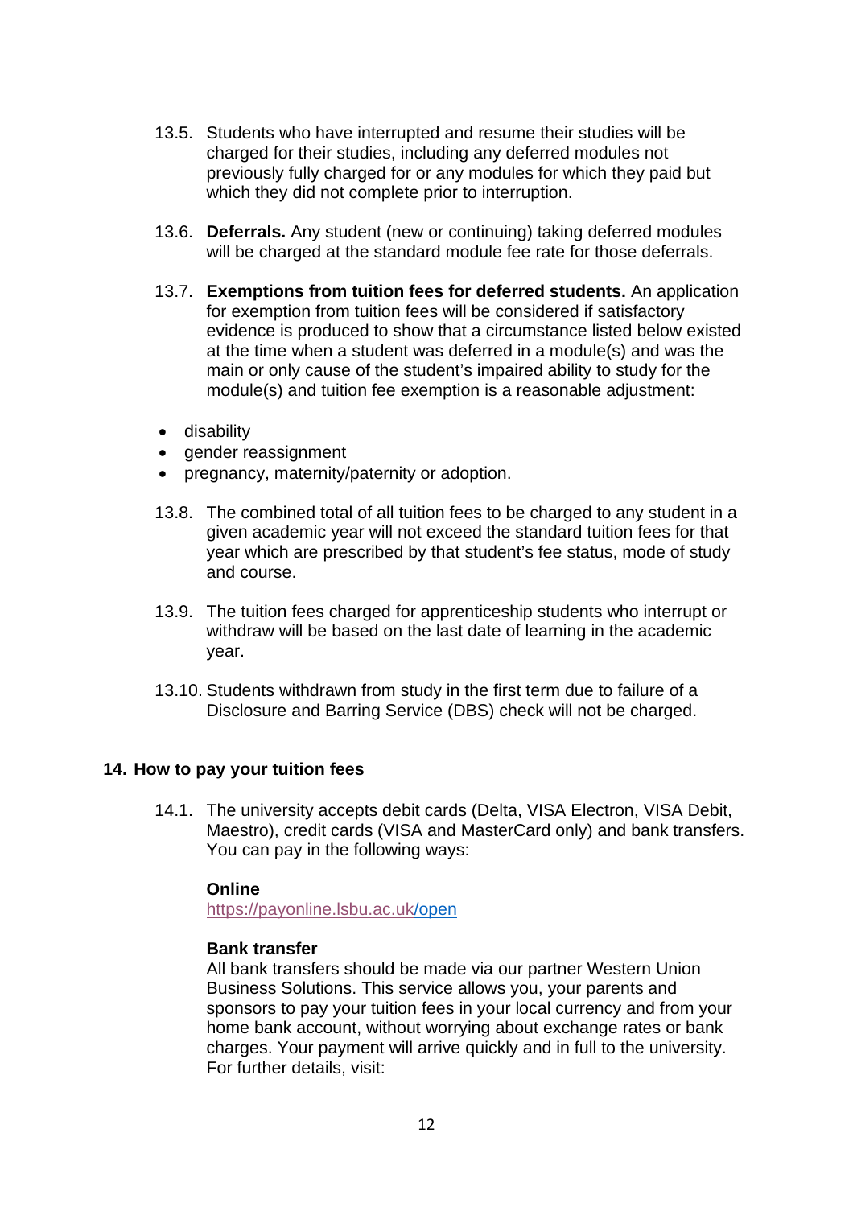13.5. Students who have interrupted and resume their studies will be charged for their studies, including any deferred modules not previously fully charged for or any modules for which they paid but which they did not complete prior to interruption.

13.6. **Deferrals.** Any student (new or continuing) taking deferred modules will be charged at the standard module fee rate for those deferrals.

13.7. **Exemptions from tuition fees for deferred students.** An application for exemption from tuition fees will be considered if satisfactory evidence is produced to show that a circumstance listed below existed at the time when a student was deferred in a module(s) and was the main or only cause of the student's impaired ability to study for the module(s) and tuition fee exemption is a reasonable adjustment:

- disability
- gender reassignment
- pregnancy, maternity/paternity or adoption.

13.8. The combined total of all tuition fees to be charged to any student in a given academic year will not exceed the standard tuition fees for that year which are prescribed by that student's fee status, mode of study and course.

13.9. The tuition fees charged for apprenticeship students who interrupt or withdraw will be based on the last date of learning in the academic year.

13.10. Students withdrawn from study in the first term due to failure of a Disclosure and Barring Service (DBS) check will not be charged.

## 14. How to pay your tuition fees

14.1. The university accepts debit cards (Delta, VISA Electron, VISA Debit, Maestro), credit cards (VISA and MasterCard only) and bank transfers. You can pay in the following ways:

**Online**
https://payonline.lsbu.ac.uk/open

**Bank transfer**
All bank transfers should be made via our partner Western Union Business Solutions. This service allows you, your parents and sponsors to pay your tuition fees in your local currency and from your home bank account, without worrying about exchange rates or bank charges. Your payment will arrive quickly and in full to the university. For further details, visit: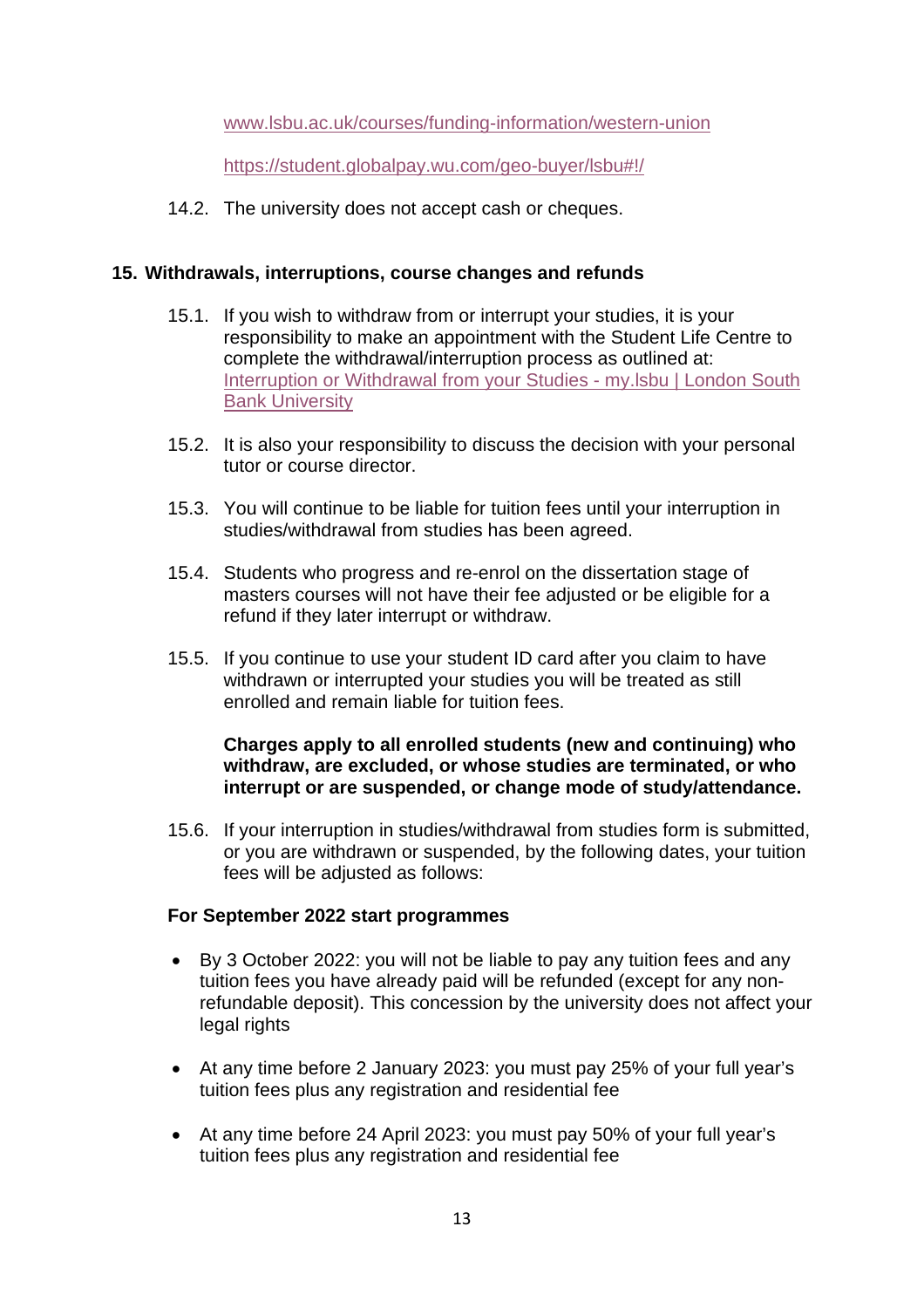[www.lsbu.ac.uk/courses/funding-information/western-union](www.lsbu.ac.uk/courses/funding-information/western-union)

[https://student.globalpay.wu.com/geo-buyer/lsbu#!/](https://student.globalpay.wu.com/geo-buyer/lsbu#!/)

14.2. The university does not accept cash or cheques.

## 15. Withdrawals, interruptions, course changes and refunds

15.1. If you wish to withdraw from or interrupt your studies, it is your responsibility to make an appointment with the Student Life Centre to complete the withdrawal/interruption process as outlined at: [Interruption or Withdrawal from your Studies - my.lsbu | London South Bank University]()

15.2. It is also your responsibility to discuss the decision with your personal tutor or course director.

15.3. You will continue to be liable for tuition fees until your interruption in studies/withdrawal from studies has been agreed.

15.4. Students who progress and re-enrol on the dissertation stage of masters courses will not have their fee adjusted or be eligible for a refund if they later interrupt or withdraw.

15.5. If you continue to use your student ID card after you claim to have withdrawn or interrupted your studies you will be treated as still enrolled and remain liable for tuition fees.

**Charges apply to all enrolled students (new and continuing) who withdraw, are excluded, or whose studies are terminated, or who interrupt or are suspended, or change mode of study/attendance.**

15.6. If your interruption in studies/withdrawal from studies form is submitted, or you are withdrawn or suspended, by the following dates, your tuition fees will be adjusted as follows:

**For September 2022 start programmes**

- By 3 October 2022: you will not be liable to pay any tuition fees and any tuition fees you have already paid will be refunded (except for any non-refundable deposit). This concession by the university does not affect your legal rights
- At any time before 2 January 2023: you must pay 25% of your full year's tuition fees plus any registration and residential fee
- At any time before 24 April 2023: you must pay 50% of your full year's tuition fees plus any registration and residential fee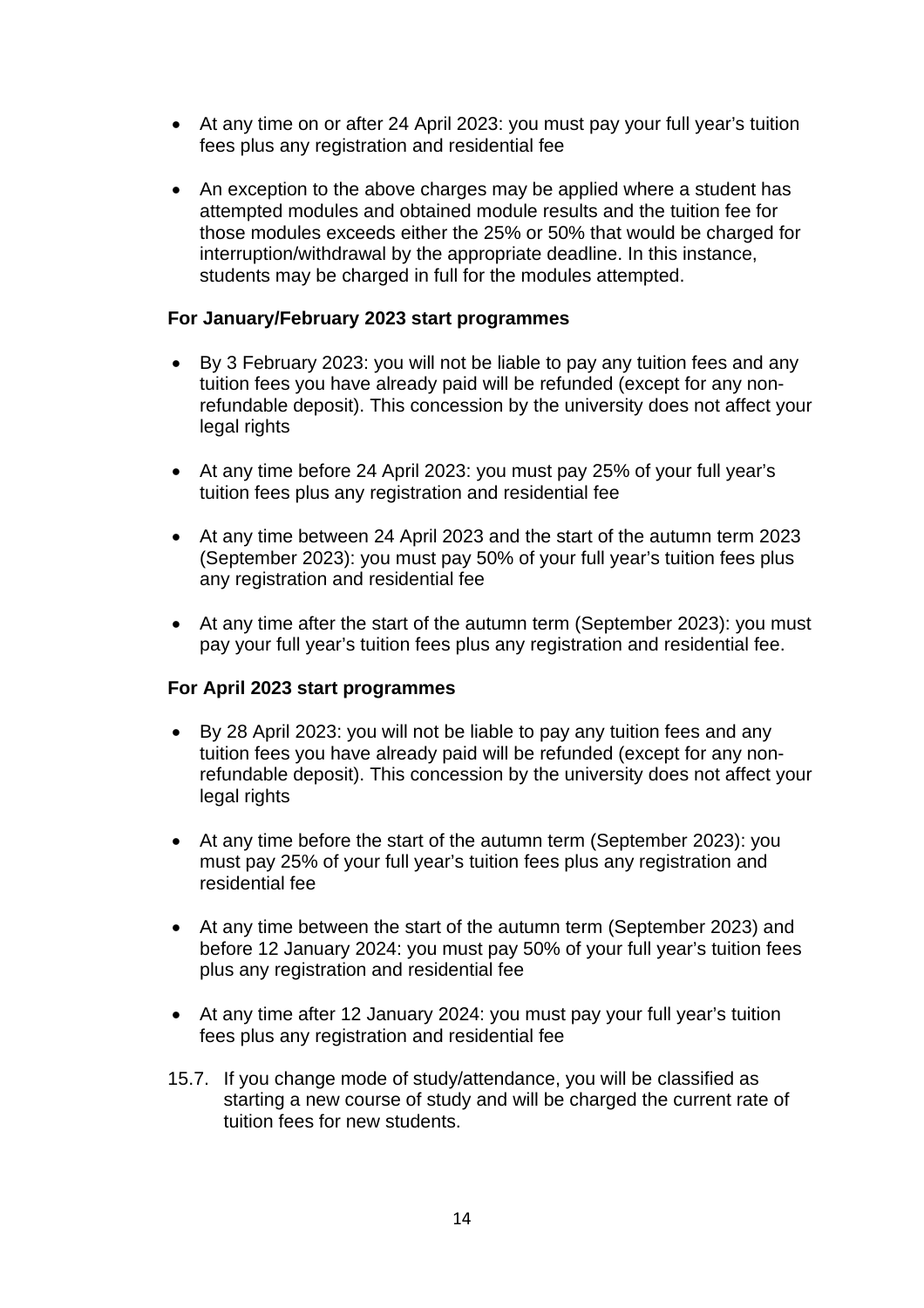- At any time on or after 24 April 2023: you must pay your full year's tuition fees plus any registration and residential fee

- An exception to the above charges may be applied where a student has attempted modules and obtained module results and the tuition fee for those modules exceeds either the 25% or 50% that would be charged for interruption/withdrawal by the appropriate deadline. In this instance, students may be charged in full for the modules attempted.

**For January/February 2023 start programmes**

- By 3 February 2023: you will not be liable to pay any tuition fees and any tuition fees you have already paid will be refunded (except for any non-refundable deposit). This concession by the university does not affect your legal rights

- At any time before 24 April 2023: you must pay 25% of your full year's tuition fees plus any registration and residential fee

- At any time between 24 April 2023 and the start of the autumn term 2023 (September 2023): you must pay 50% of your full year's tuition fees plus any registration and residential fee

- At any time after the start of the autumn term (September 2023): you must pay your full year's tuition fees plus any registration and residential fee.

**For April 2023 start programmes**

- By 28 April 2023: you will not be liable to pay any tuition fees and any tuition fees you have already paid will be refunded (except for any non-refundable deposit). This concession by the university does not affect your legal rights

- At any time before the start of the autumn term (September 2023): you must pay 25% of your full year's tuition fees plus any registration and residential fee

- At any time between the start of the autumn term (September 2023) and before 12 January 2024: you must pay 50% of your full year's tuition fees plus any registration and residential fee

- At any time after 12 January 2024: you must pay your full year's tuition fees plus any registration and residential fee

15.7. If you change mode of study/attendance, you will be classified as starting a new course of study and will be charged the current rate of tuition fees for new students.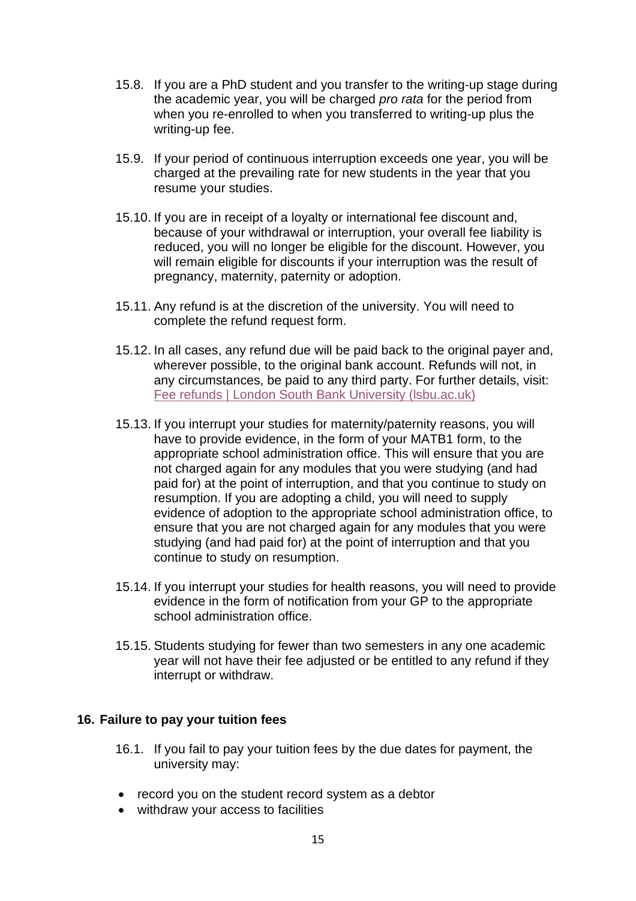15.8. If you are a PhD student and you transfer to the writing-up stage during the academic year, you will be charged *pro rata* for the period from when you re-enrolled to when you transferred to writing-up plus the writing-up fee.

15.9. If your period of continuous interruption exceeds one year, you will be charged at the prevailing rate for new students in the year that you resume your studies.

15.10. If you are in receipt of a loyalty or international fee discount and, because of your withdrawal or interruption, your overall fee liability is reduced, you will no longer be eligible for the discount. However, you will remain eligible for discounts if your interruption was the result of pregnancy, maternity, paternity or adoption.

15.11. Any refund is at the discretion of the university. You will need to complete the refund request form.

15.12. In all cases, any refund due will be paid back to the original payer and, wherever possible, to the original bank account. Refunds will not, in any circumstances, be paid to any third party. For further details, visit: [Fee refunds | London South Bank University (lsbu.ac.uk)]

15.13. If you interrupt your studies for maternity/paternity reasons, you will have to provide evidence, in the form of your MATB1 form, to the appropriate school administration office. This will ensure that you are not charged again for any modules that you were studying (and had paid for) at the point of interruption, and that you continue to study on resumption. If you are adopting a child, you will need to supply evidence of adoption to the appropriate school administration office, to ensure that you are not charged again for any modules that you were studying (and had paid for) at the point of interruption and that you continue to study on resumption.

15.14. If you interrupt your studies for health reasons, you will need to provide evidence in the form of notification from your GP to the appropriate school administration office.

15.15. Students studying for fewer than two semesters in any one academic year will not have their fee adjusted or be entitled to any refund if they interrupt or withdraw.

## 16. Failure to pay your tuition fees

16.1. If you fail to pay your tuition fees by the due dates for payment, the university may:

- record you on the student record system as a debtor
- withdraw your access to facilities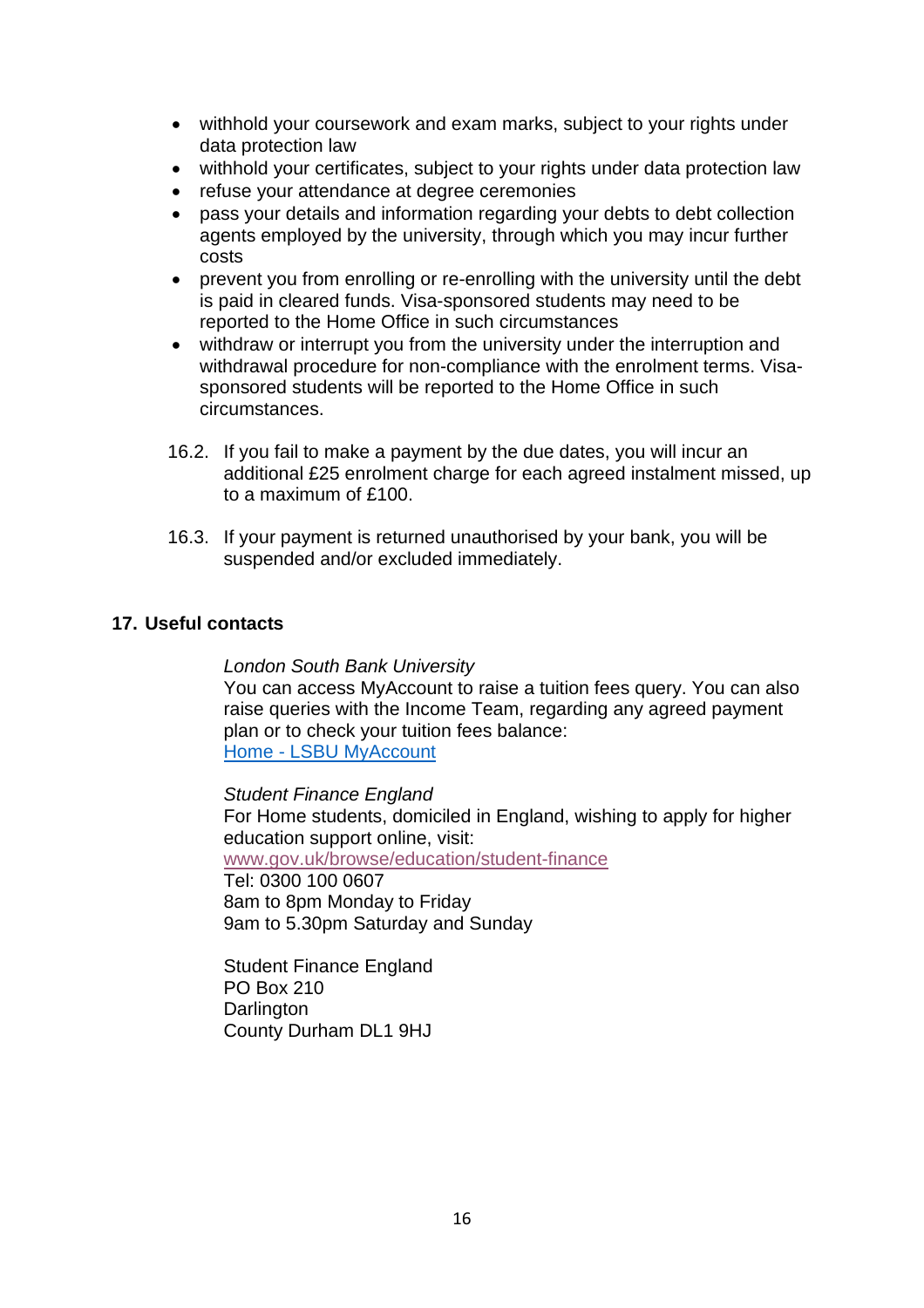- withhold your coursework and exam marks, subject to your rights under data protection law
- withhold your certificates, subject to your rights under data protection law
- refuse your attendance at degree ceremonies
- pass your details and information regarding your debts to debt collection agents employed by the university, through which you may incur further costs
- prevent you from enrolling or re-enrolling with the university until the debt is paid in cleared funds. Visa-sponsored students may need to be reported to the Home Office in such circumstances
- withdraw or interrupt you from the university under the interruption and withdrawal procedure for non-compliance with the enrolment terms. Visa-sponsored students will be reported to the Home Office in such circumstances.

16.2. If you fail to make a payment by the due dates, you will incur an additional £25 enrolment charge for each agreed instalment missed, up to a maximum of £100.

16.3. If your payment is returned unauthorised by your bank, you will be suspended and/or excluded immediately.

## 17. Useful contacts

*London South Bank University*
You can access MyAccount to raise a tuition fees query. You can also raise queries with the Income Team, regarding any agreed payment plan or to check your tuition fees balance:
[Home - LSBU MyAccount]()

*Student Finance England*
For Home students, domiciled in England, wishing to apply for higher education support online, visit:
[www.gov.uk/browse/education/student-finance](www.gov.uk/browse/education/student-finance)
Tel: 0300 100 0607
8am to 8pm Monday to Friday
9am to 5.30pm Saturday and Sunday

Student Finance England
PO Box 210
Darlington
County Durham DL1 9HJ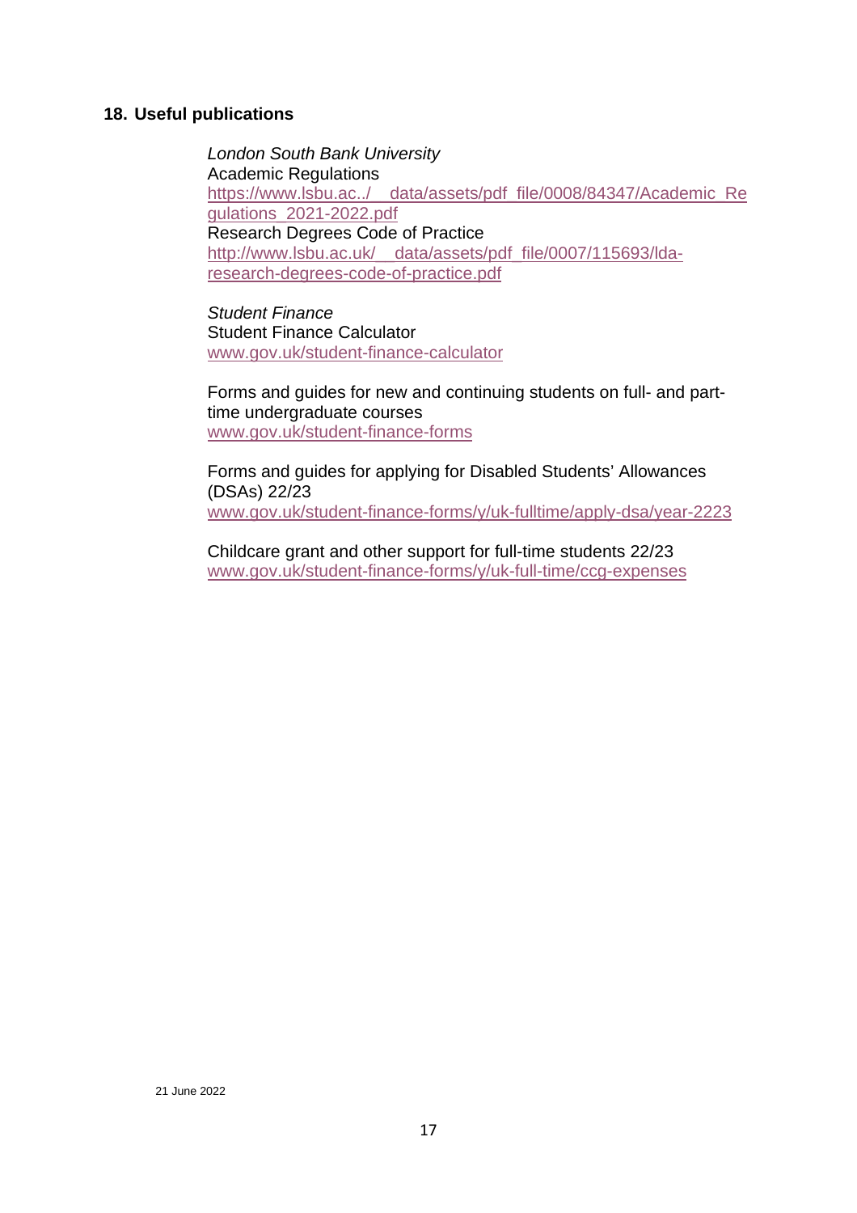## 18. Useful publications

*London South Bank University*
Academic Regulations
https://www.lsbu.ac../__data/assets/pdf_file/0008/84347/Academic_Regulations_2021-2022.pdf
Research Degrees Code of Practice
http://www.lsbu.ac.uk/__data/assets/pdf_file/0007/115693/lda-research-degrees-code-of-practice.pdf

*Student Finance*
Student Finance Calculator
www.gov.uk/student-finance-calculator

Forms and guides for new and continuing students on full- and part-time undergraduate courses
www.gov.uk/student-finance-forms

Forms and guides for applying for Disabled Students' Allowances (DSAs) 22/23
www.gov.uk/student-finance-forms/y/uk-fulltime/apply-dsa/year-2223

Childcare grant and other support for full-time students 22/23
www.gov.uk/student-finance-forms/y/uk-full-time/ccg-expenses

21 June 2022